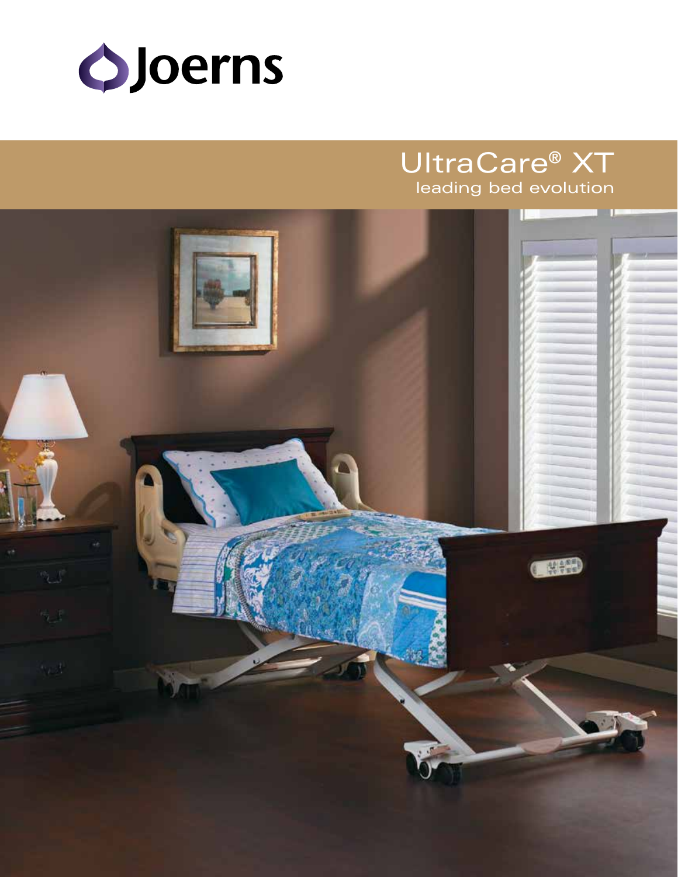Joerns

# UltraCare® XT

leading bed evolution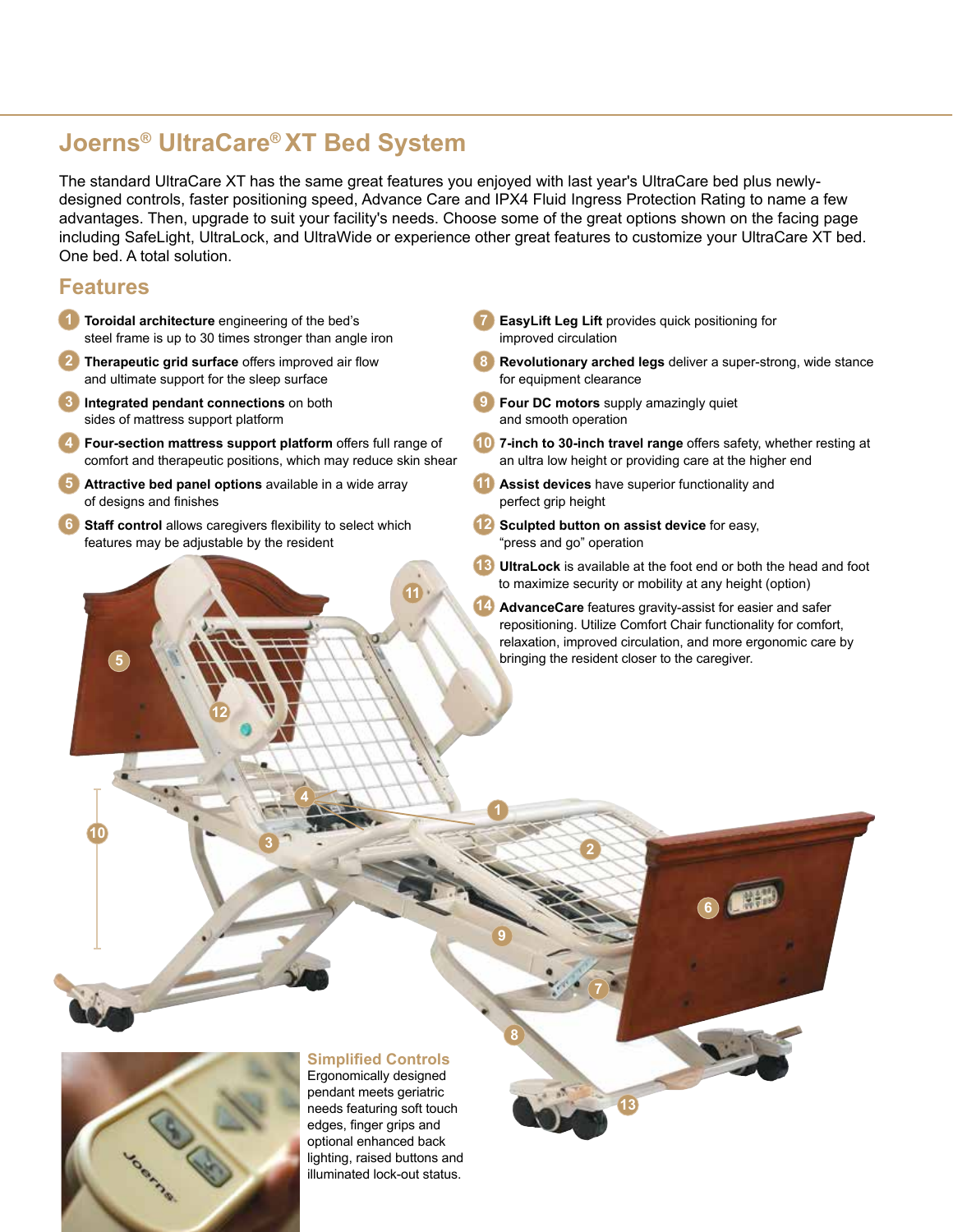# Joerns® UltraCare® XT Bed System

The standard UltraCare XT has the same great features you enjoyed with last year's UltraCare bed plus newly-designed controls, faster positioning speed, Advance Care and IPX4 Fluid Ingress Protection Rating to name a few advantages. Then, upgrade to suit your facility's needs. Choose some of the great options shown on the facing page including SafeLight, UltraLock, and UltraWide or experience other great features to customize your UltraCare XT bed. One bed. A total solution.

## Features

1. **Toroidal architecture** engineering of the bed's steel frame is up to 30 times stronger than angle iron
2. **Therapeutic grid surface** offers improved air flow and ultimate support for the sleep surface
3. **Integrated pendant connections** on both sides of mattress support platform
4. **Four-section mattress support platform** offers full range of comfort and therapeutic positions, which may reduce skin shear
5. **Attractive bed panel options** available in a wide array of designs and finishes
6. **Staff control** allows caregivers flexibility to select which features may be adjustable by the resident
7. **EasyLift Leg Lift** provides quick positioning for improved circulation
8. **Revolutionary arched legs** deliver a super-strong, wide stance for equipment clearance
9. **Four DC motors** supply amazingly quiet and smooth operation
10. **7-inch to 30-inch travel range** offers safety, whether resting at an ultra low height or providing care at the higher end
11. **Assist devices** have superior functionality and perfect grip height
12. **Sculpted button on assist device** for easy, "press and go" operation
13. **UltraLock** is available at the foot end or both the head and foot to maximize security or mobility at any height (option)
14. **AdvanceCare** features gravity-assist for easier and safer repositioning. Utilize Comfort Chair functionality for comfort, relaxation, improved circulation, and more ergonomic care by bringing the resident closer to the caregiver.

### Simplified Controls

Ergonomically designed pendant meets geriatric needs featuring soft touch edges, finger grips and optional enhanced back lighting, raised buttons and illuminated lock-out status.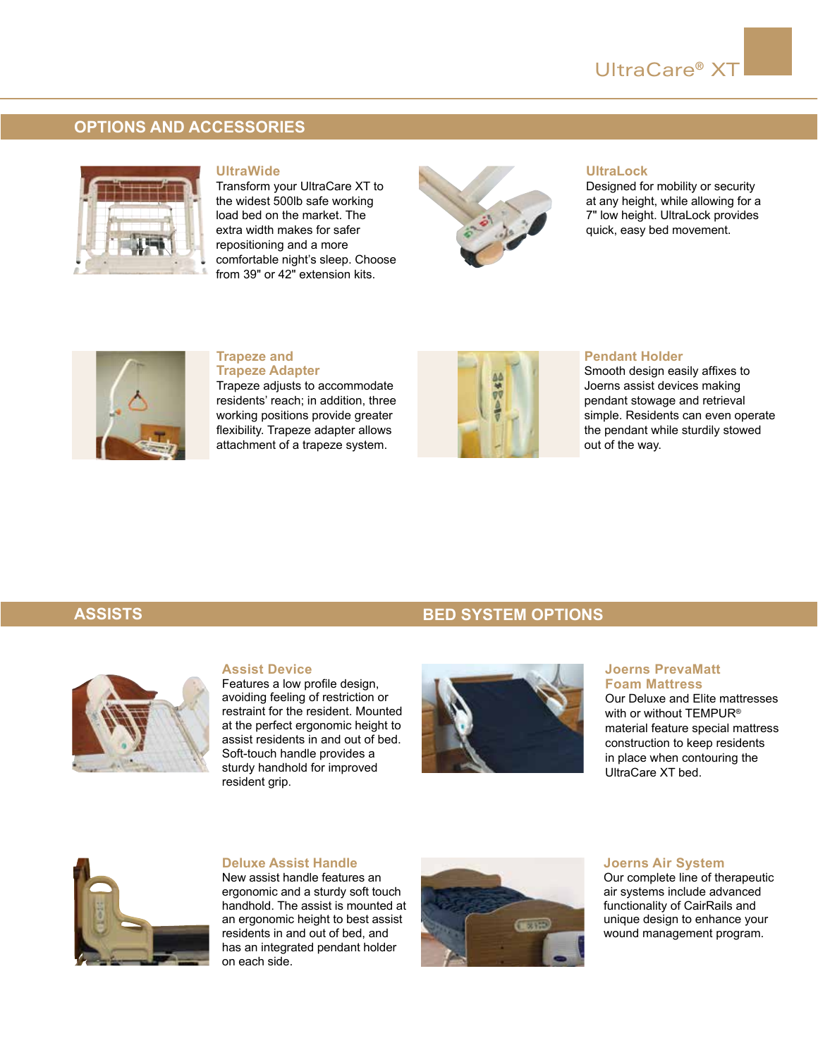## OPTIONS AND ACCESSORIES

### UltraWide

Transform your UltraCare XT to the widest 500lb safe working load bed on the market. The extra width makes for safer repositioning and a more comfortable night's sleep. Choose from 39" or 42" extension kits.

### UltraLock

Designed for mobility or security at any height, while allowing for a 7" low height. UltraLock provides quick, easy bed movement.

### Trapeze and Trapeze Adapter

Trapeze adjusts to accommodate residents' reach; in addition, three working positions provide greater flexibility. Trapeze adapter allows attachment of a trapeze system.

### Pendant Holder

Smooth design easily affixes to Joerns assist devices making pendant stowage and retrieval simple. Residents can even operate the pendant while sturdily stowed out of the way.

## ASSISTS

### Assist Device

Features a low profile design, avoiding feeling of restriction or restraint for the resident. Mounted at the perfect ergonomic height to assist residents in and out of bed. Soft-touch handle provides a sturdy handhold for improved resident grip.

### Deluxe Assist Handle

New assist handle features an ergonomic and a sturdy soft touch handhold. The assist is mounted at an ergonomic height to best assist residents in and out of bed, and has an integrated pendant holder on each side.

## BED SYSTEM OPTIONS

### Joerns PrevaMatt Foam Mattress

Our Deluxe and Elite mattresses with or without TEMPUR® material feature special mattress construction to keep residents in place when contouring the UltraCare XT bed.

### Joerns Air System

Our complete line of therapeutic air systems include advanced functionality of CairRails and unique design to enhance your wound management program.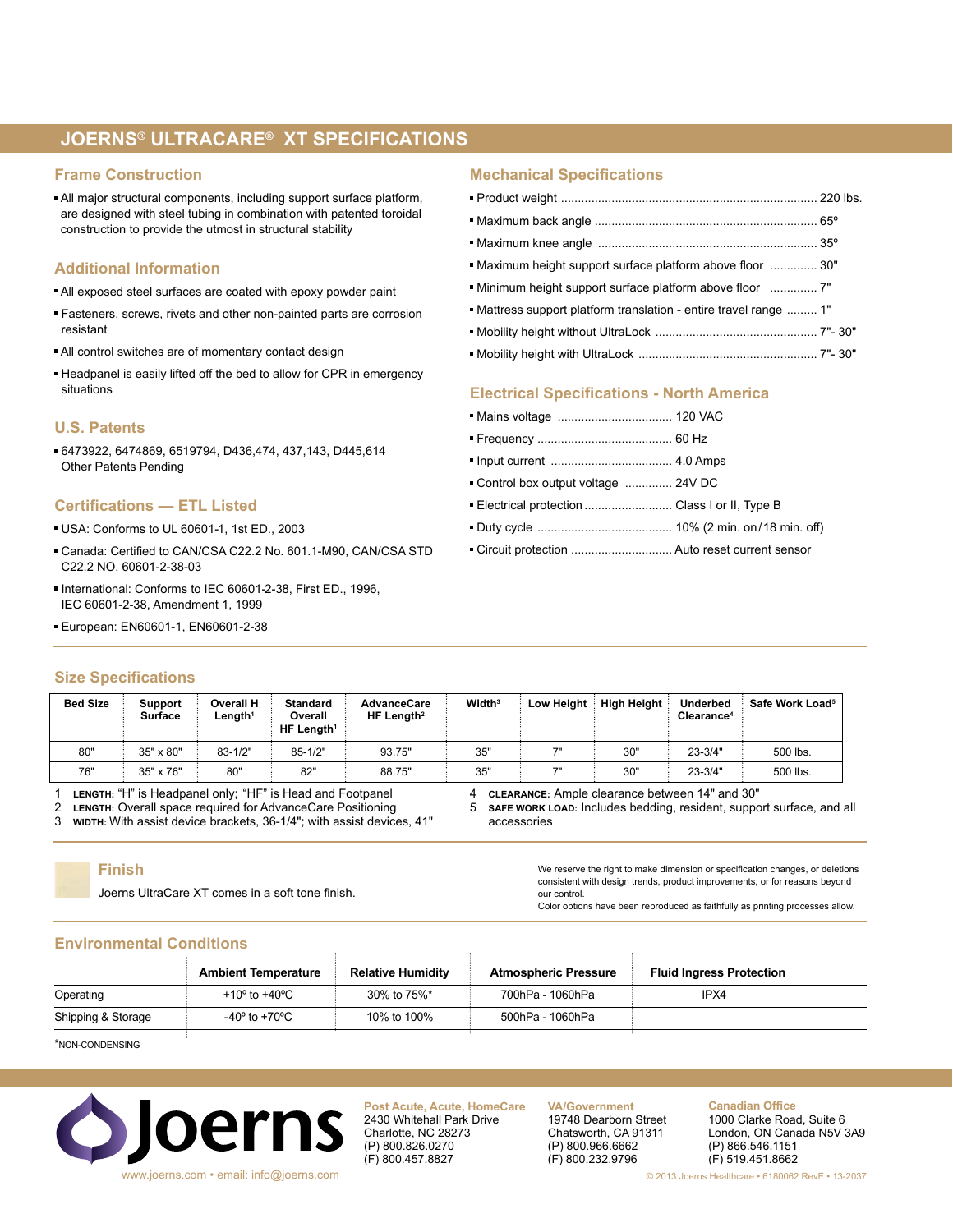# JOERNS® ULTRACARE® XT SPECIFICATIONS

## Frame Construction

- All major structural components, including support surface platform, are designed with steel tubing in combination with patented toroidal construction to provide the utmost in structural stability

## Additional Information

- All exposed steel surfaces are coated with epoxy powder paint
- Fasteners, screws, rivets and other non-painted parts are corrosion resistant
- All control switches are of momentary contact design
- Headpanel is easily lifted off the bed to allow for CPR in emergency situations

## U.S. Patents

- 6473922, 6474869, 6519794, D436,474, 437,143, D445,614 Other Patents Pending

## Certifications — ETL Listed

- USA: Conforms to UL 60601-1, 1st ED., 2003
- Canada: Certified to CAN/CSA C22.2 No. 601.1-M90, CAN/CSA STD C22.2 NO. 60601-2-38-03
- International: Conforms to IEC 60601-2-38, First ED., 1996, IEC 60601-2-38, Amendment 1, 1999
- European: EN60601-1, EN60601-2-38

## Mechanical Specifications

- Product weight ........................................ 220 lbs.
- Maximum back angle ........................................ 65º
- Maximum knee angle ........................................ 35º
- Maximum height support surface platform above floor ............. 30"
- Minimum height support surface platform above floor ............. 7"
- Mattress support platform translation - entire travel range ......... 1"
- Mobility height without UltraLock ........................................ 7"- 30"
- Mobility height with UltraLock ........................................ 7"- 30"

## Electrical Specifications - North America

- Mains voltage .................................. 120 VAC
- Frequency ........................................ 60 Hz
- Input current .................................... 4.0 Amps
- Control box output voltage ............. 24V DC
- Electrical protection .......................... Class I or II, Type B
- Duty cycle ........................................ 10% (2 min. on/18 min. off)
- Circuit protection .............................. Auto reset current sensor

## Size Specifications

| Bed Size | Support Surface | Overall H Length[1] | Standard Overall HF Length[1] | AdvanceCare HF Length[2] | Width[3] | Low Height | High Height | Underbed Clearance[4] | Safe Work Load[5] |
|---|---|---|---|---|---|---|---|---|---|
| 80" | 35" x 80" | 83-1/2" | 85-1/2" | 93.75" | 35" | 7" | 30" | 23-3/4" | 500 lbs. |
| 76" | 35" x 76" | 80" | 82" | 88.75" | 35" | 7" | 30" | 23-3/4" | 500 lbs. |

1 **LENGTH:** "H" is Headpanel only; "HF" is Head and Footpanel
2 **LENGTH:** Overall space required for AdvanceCare Positioning
3 **WIDTH:** With assist device brackets, 36-1/4"; with assist devices, 41"
4 **CLEARANCE:** Ample clearance between 14" and 30"
5 **SAFE WORK LOAD:** Includes bedding, resident, support surface, and all accessories

## Finish

Joerns UltraCare XT comes in a soft tone finish.

We reserve the right to make dimension or specification changes, or deletions consistent with design trends, product improvements, or for reasons beyond our control.
Color options have been reproduced as faithfully as printing processes allow.

## Environmental Conditions

| | Ambient Temperature | Relative Humidity | Atmospheric Pressure | Fluid Ingress Protection |
|---|---|---|---|---|
| Operating | +10º to +40ºC | 30% to 75%* | 700hPa - 1060hPa | IPX4 |
| Shipping & Storage | -40º to +70ºC | 10% to 100% | 500hPa - 1060hPa | |

*NON-CONDENSING

Joerns

www.joerns.com • email: info@joerns.com

**Post Acute, Acute, HomeCare**
2430 Whitehall Park Drive
Charlotte, NC 28273
(P) 800.826.0270
(F) 800.457.8827

**VA/Government**
19748 Dearborn Street
Chatsworth, CA 91311
(P) 800.966.6662
(F) 800.232.9796

**Canadian Office**
1000 Clarke Road, Suite 6
London, ON Canada N5V 3A9
(P) 866.546.1151
(F) 519.451.8662

© 2013 Joerns Healthcare • 6180062 RevE • 13-2037